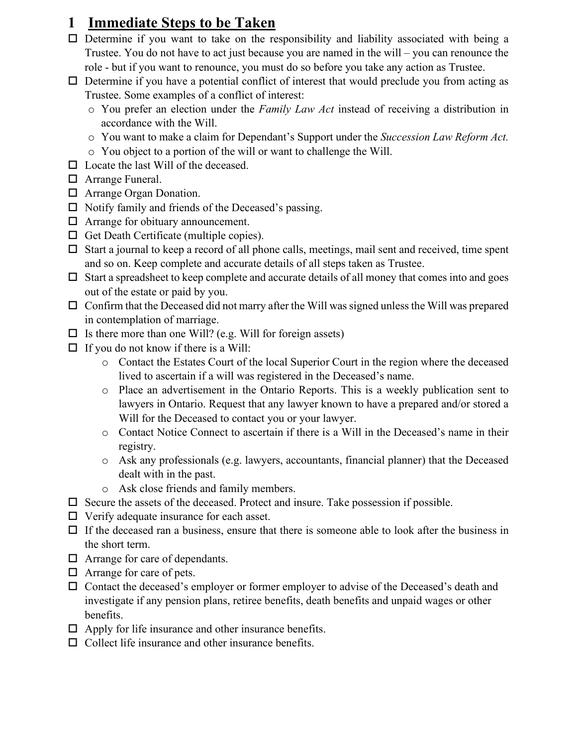# 1 Immediate Steps to be Taken

- ☐ Determine if you want to take on the responsibility and liability associated with being a Trustee. You do not have to act just because you are named in the will – you can renounce the role - but if you want to renounce, you must do so before you take any action as Trustee.
- ☐ Determine if you have a potential conflict of interest that would preclude you from acting as Trustee. Some examples of a conflict of interest:
  - You prefer an election under the *Family Law Act* instead of receiving a distribution in accordance with the Will.
  - You want to make a claim for Dependant's Support under the *Succession Law Reform Act.*
  - You object to a portion of the will or want to challenge the Will.
- ☐ Locate the last Will of the deceased.
- ☐ Arrange Funeral.
- ☐ Arrange Organ Donation.
- ☐ Notify family and friends of the Deceased's passing.
- ☐ Arrange for obituary announcement.
- ☐ Get Death Certificate (multiple copies).
- ☐ Start a journal to keep a record of all phone calls, meetings, mail sent and received, time spent and so on. Keep complete and accurate details of all steps taken as Trustee.
- ☐ Start a spreadsheet to keep complete and accurate details of all money that comes into and goes out of the estate or paid by you.
- ☐ Confirm that the Deceased did not marry after the Will was signed unless the Will was prepared in contemplation of marriage.
- ☐ Is there more than one Will? (e.g. Will for foreign assets)
- ☐ If you do not know if there is a Will:
  - Contact the Estates Court of the local Superior Court in the region where the deceased lived to ascertain if a will was registered in the Deceased's name.
  - Place an advertisement in the Ontario Reports. This is a weekly publication sent to lawyers in Ontario. Request that any lawyer known to have a prepared and/or stored a Will for the Deceased to contact you or your lawyer.
  - Contact Notice Connect to ascertain if there is a Will in the Deceased's name in their registry.
  - Ask any professionals (e.g. lawyers, accountants, financial planner) that the Deceased dealt with in the past.
  - Ask close friends and family members.
- ☐ Secure the assets of the deceased. Protect and insure. Take possession if possible.
- ☐ Verify adequate insurance for each asset.
- ☐ If the deceased ran a business, ensure that there is someone able to look after the business in the short term.
- ☐ Arrange for care of dependants.
- ☐ Arrange for care of pets.
- ☐ Contact the deceased's employer or former employer to advise of the Deceased's death and investigate if any pension plans, retiree benefits, death benefits and unpaid wages or other benefits.
- ☐ Apply for life insurance and other insurance benefits.
- ☐ Collect life insurance and other insurance benefits.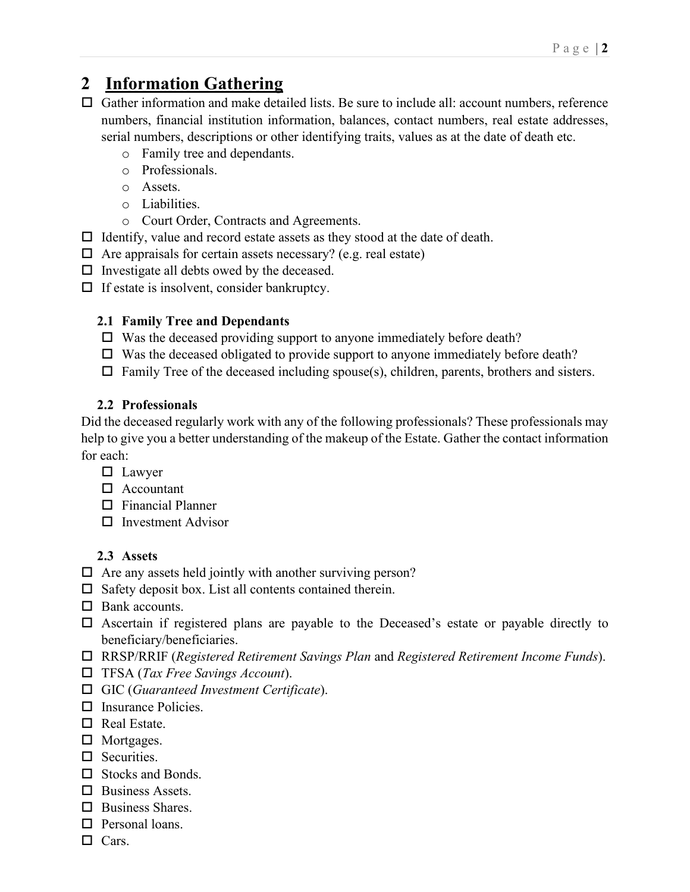## 2 Information Gathering

- ☐ Gather information and make detailed lists. Be sure to include all: account numbers, reference numbers, financial institution information, balances, contact numbers, real estate addresses, serial numbers, descriptions or other identifying traits, values as at the date of death etc.
  - Family tree and dependants.
  - Professionals.
  - Assets.
  - Liabilities.
  - Court Order, Contracts and Agreements.
- ☐ Identify, value and record estate assets as they stood at the date of death.
- ☐ Are appraisals for certain assets necessary? (e.g. real estate)
- ☐ Investigate all debts owed by the deceased.
- ☐ If estate is insolvent, consider bankruptcy.

### 2.1 Family Tree and Dependants

- ☐ Was the deceased providing support to anyone immediately before death?
- ☐ Was the deceased obligated to provide support to anyone immediately before death?
- ☐ Family Tree of the deceased including spouse(s), children, parents, brothers and sisters.

### 2.2 Professionals

Did the deceased regularly work with any of the following professionals? These professionals may help to give you a better understanding of the makeup of the Estate. Gather the contact information for each:

- ☐ Lawyer
- ☐ Accountant
- ☐ Financial Planner
- ☐ Investment Advisor

### 2.3 Assets

- ☐ Are any assets held jointly with another surviving person?
- ☐ Safety deposit box. List all contents contained therein.
- ☐ Bank accounts.
- ☐ Ascertain if registered plans are payable to the Deceased's estate or payable directly to beneficiary/beneficiaries.
- ☐ RRSP/RRIF (*Registered Retirement Savings Plan* and *Registered Retirement Income Funds*).
- ☐ TFSA (*Tax Free Savings Account*).
- ☐ GIC (*Guaranteed Investment Certificate*).
- ☐ Insurance Policies.
- ☐ Real Estate.
- ☐ Mortgages.
- ☐ Securities.
- ☐ Stocks and Bonds.
- ☐ Business Assets.
- ☐ Business Shares.
- ☐ Personal loans.
- ☐ Cars.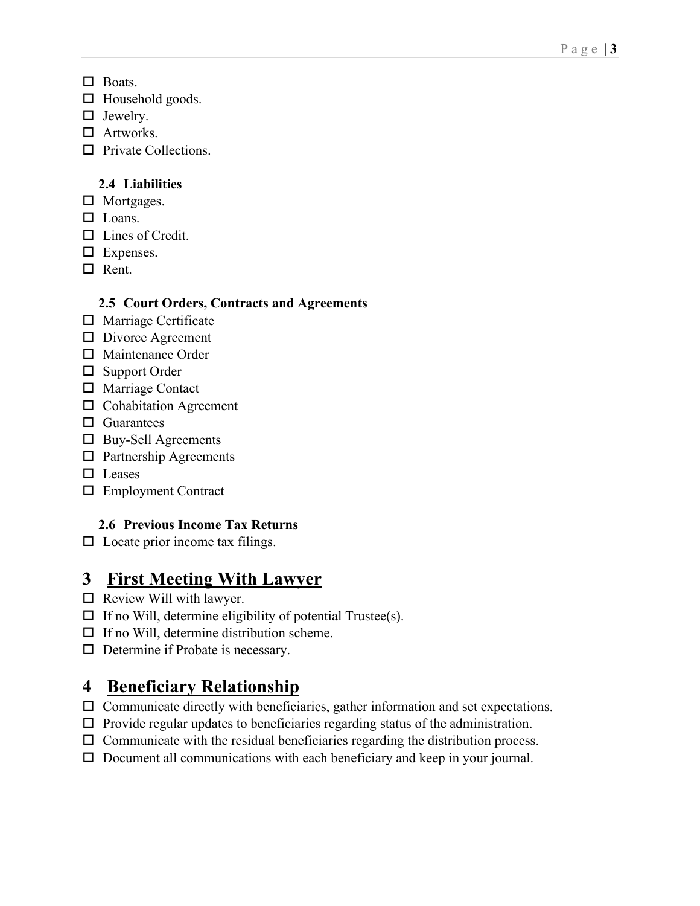- ☐ Boats.
- ☐ Household goods.
- ☐ Jewelry.
- ☐ Artworks.
- ☐ Private Collections.

### 2.4 Liabilities

- ☐ Mortgages.
- ☐ Loans.
- ☐ Lines of Credit.
- ☐ Expenses.
- ☐ Rent.

### 2.5 Court Orders, Contracts and Agreements

- ☐ Marriage Certificate
- ☐ Divorce Agreement
- ☐ Maintenance Order
- ☐ Support Order
- ☐ Marriage Contact
- ☐ Cohabitation Agreement
- ☐ Guarantees
- ☐ Buy-Sell Agreements
- ☐ Partnership Agreements
- ☐ Leases
- ☐ Employment Contract

### 2.6 Previous Income Tax Returns

- ☐ Locate prior income tax filings.

# 3 First Meeting With Lawyer

- ☐ Review Will with lawyer.
- ☐ If no Will, determine eligibility of potential Trustee(s).
- ☐ If no Will, determine distribution scheme.
- ☐ Determine if Probate is necessary.

# 4 Beneficiary Relationship

- ☐ Communicate directly with beneficiaries, gather information and set expectations.
- ☐ Provide regular updates to beneficiaries regarding status of the administration.
- ☐ Communicate with the residual beneficiaries regarding the distribution process.
- ☐ Document all communications with each beneficiary and keep in your journal.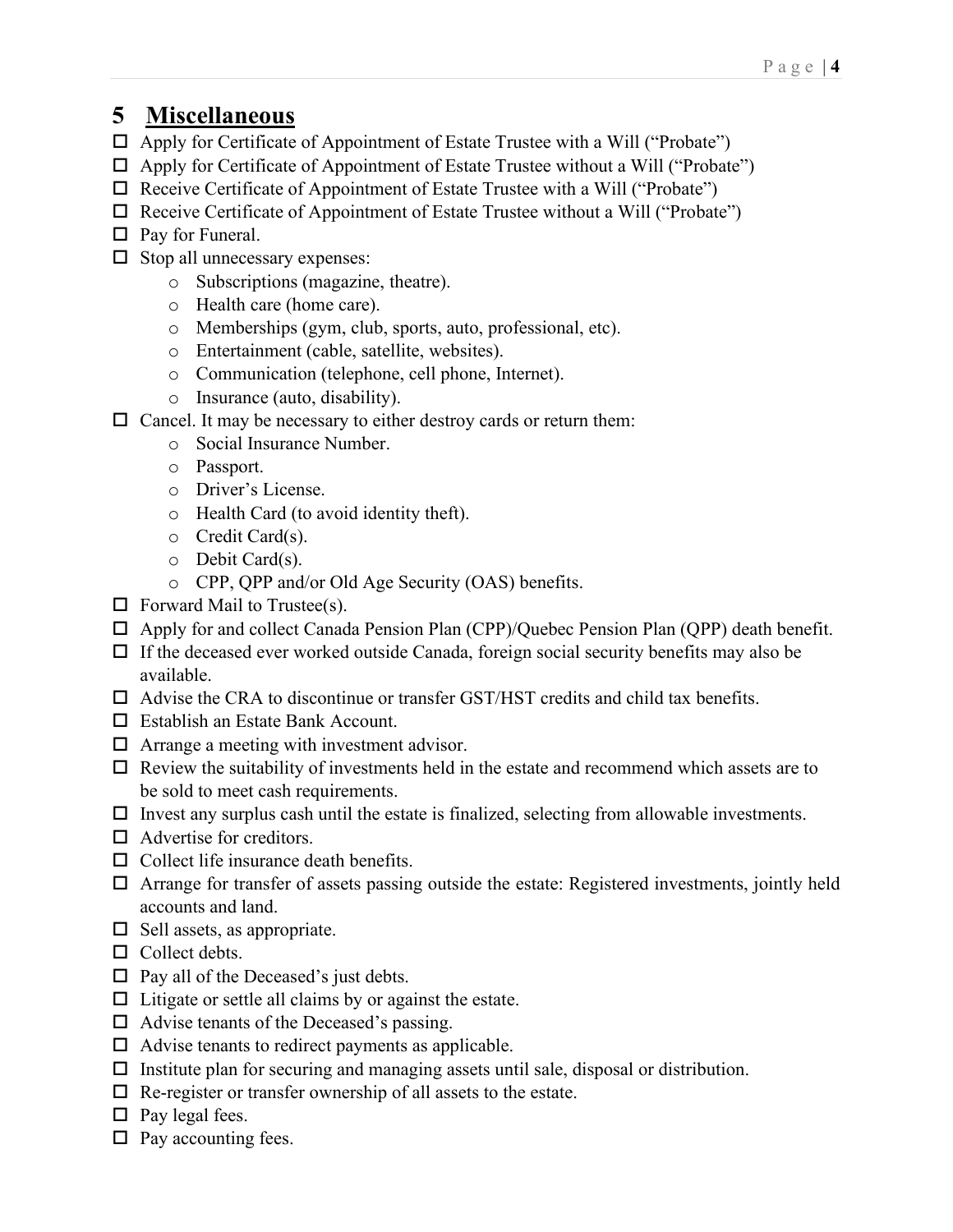# 5 Miscellaneous

- ☐ Apply for Certificate of Appointment of Estate Trustee with a Will ("Probate")
- ☐ Apply for Certificate of Appointment of Estate Trustee without a Will ("Probate")
- ☐ Receive Certificate of Appointment of Estate Trustee with a Will ("Probate")
- ☐ Receive Certificate of Appointment of Estate Trustee without a Will ("Probate")
- ☐ Pay for Funeral.
- ☐ Stop all unnecessary expenses:
  - Subscriptions (magazine, theatre).
  - Health care (home care).
  - Memberships (gym, club, sports, auto, professional, etc).
  - Entertainment (cable, satellite, websites).
  - Communication (telephone, cell phone, Internet).
  - Insurance (auto, disability).
- ☐ Cancel. It may be necessary to either destroy cards or return them:
  - Social Insurance Number.
  - Passport.
  - Driver's License.
  - Health Card (to avoid identity theft).
  - Credit Card(s).
  - Debit Card(s).
  - CPP, QPP and/or Old Age Security (OAS) benefits.
- ☐ Forward Mail to Trustee(s).
- ☐ Apply for and collect Canada Pension Plan (CPP)/Quebec Pension Plan (QPP) death benefit.
- ☐ If the deceased ever worked outside Canada, foreign social security benefits may also be available.
- ☐ Advise the CRA to discontinue or transfer GST/HST credits and child tax benefits.
- ☐ Establish an Estate Bank Account.
- ☐ Arrange a meeting with investment advisor.
- ☐ Review the suitability of investments held in the estate and recommend which assets are to be sold to meet cash requirements.
- ☐ Invest any surplus cash until the estate is finalized, selecting from allowable investments.
- ☐ Advertise for creditors.
- ☐ Collect life insurance death benefits.
- ☐ Arrange for transfer of assets passing outside the estate: Registered investments, jointly held accounts and land.
- ☐ Sell assets, as appropriate.
- ☐ Collect debts.
- ☐ Pay all of the Deceased's just debts.
- ☐ Litigate or settle all claims by or against the estate.
- ☐ Advise tenants of the Deceased's passing.
- ☐ Advise tenants to redirect payments as applicable.
- ☐ Institute plan for securing and managing assets until sale, disposal or distribution.
- ☐ Re-register or transfer ownership of all assets to the estate.
- ☐ Pay legal fees.
- ☐ Pay accounting fees.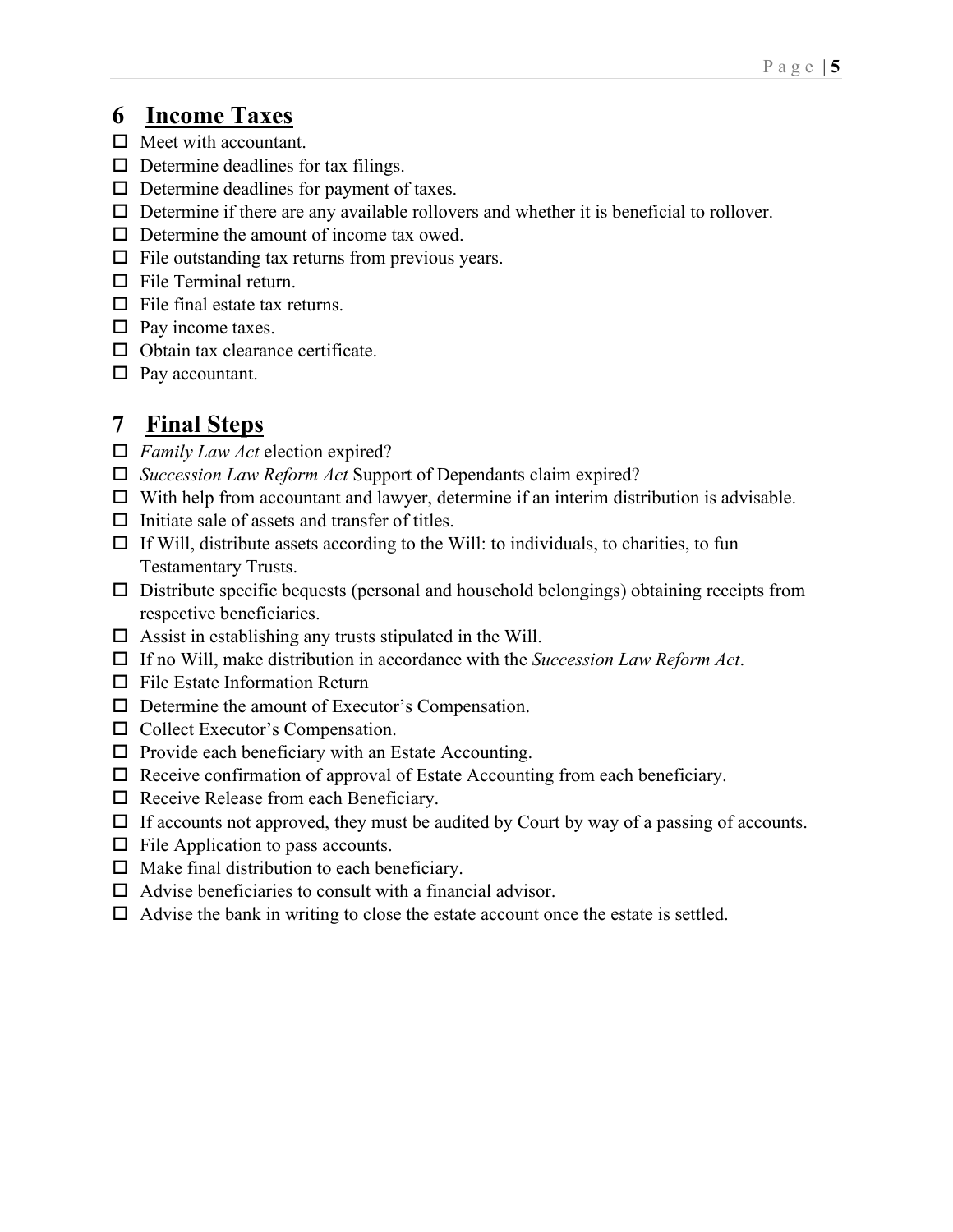## 6 Income Taxes

- ☐ Meet with accountant.
- ☐ Determine deadlines for tax filings.
- ☐ Determine deadlines for payment of taxes.
- ☐ Determine if there are any available rollovers and whether it is beneficial to rollover.
- ☐ Determine the amount of income tax owed.
- ☐ File outstanding tax returns from previous years.
- ☐ File Terminal return.
- ☐ File final estate tax returns.
- ☐ Pay income taxes.
- ☐ Obtain tax clearance certificate.
- ☐ Pay accountant.

## 7 Final Steps

- ☐ *Family Law Act* election expired?
- ☐ *Succession Law Reform Act* Support of Dependants claim expired?
- ☐ With help from accountant and lawyer, determine if an interim distribution is advisable.
- ☐ Initiate sale of assets and transfer of titles.
- ☐ If Will, distribute assets according to the Will: to individuals, to charities, to fun Testamentary Trusts.
- ☐ Distribute specific bequests (personal and household belongings) obtaining receipts from respective beneficiaries.
- ☐ Assist in establishing any trusts stipulated in the Will.
- ☐ If no Will, make distribution in accordance with the *Succession Law Reform Act*.
- ☐ File Estate Information Return
- ☐ Determine the amount of Executor's Compensation.
- ☐ Collect Executor's Compensation.
- ☐ Provide each beneficiary with an Estate Accounting.
- ☐ Receive confirmation of approval of Estate Accounting from each beneficiary.
- ☐ Receive Release from each Beneficiary.
- ☐ If accounts not approved, they must be audited by Court by way of a passing of accounts.
- ☐ File Application to pass accounts.
- ☐ Make final distribution to each beneficiary.
- ☐ Advise beneficiaries to consult with a financial advisor.
- ☐ Advise the bank in writing to close the estate account once the estate is settled.